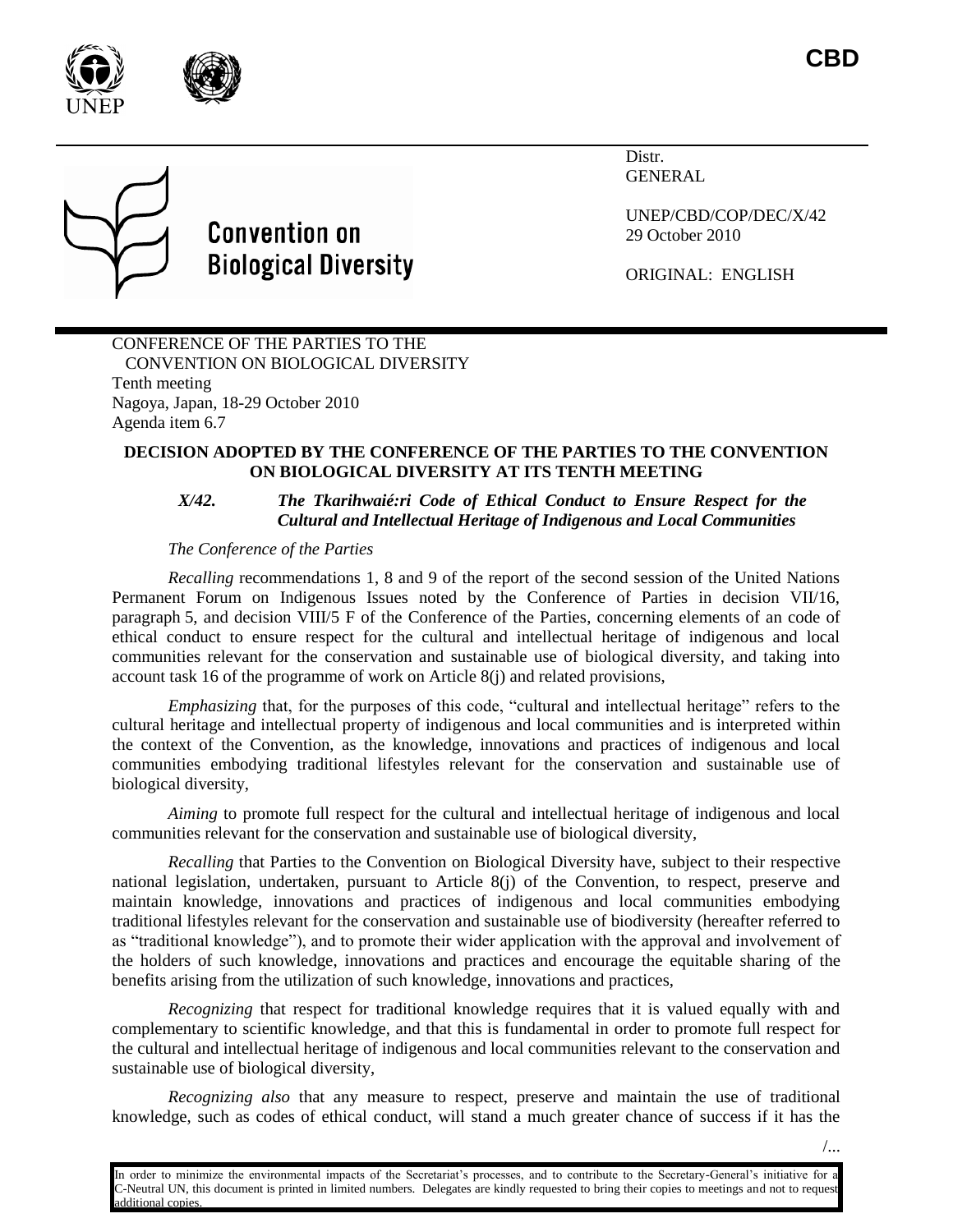CBD

Distr.
GENERAL

UNEP/CBD/COP/DEC/X/42
29 October 2010

ORIGINAL: ENGLISH

Convention on Biological Diversity

CONFERENCE OF THE PARTIES TO THE CONVENTION ON BIOLOGICAL DIVERSITY
Tenth meeting
Nagoya, Japan, 18-29 October 2010
Agenda item 6.7

**DECISION ADOPTED BY THE CONFERENCE OF THE PARTIES TO THE CONVENTION ON BIOLOGICAL DIVERSITY AT ITS TENTH MEETING**

***X/42. The Tkarihwaié:ri Code of Ethical Conduct to Ensure Respect for the Cultural and Intellectual Heritage of Indigenous and Local Communities***

*The Conference of the Parties*

*Recalling* recommendations 1, 8 and 9 of the report of the second session of the United Nations Permanent Forum on Indigenous Issues noted by the Conference of Parties in decision VII/16, paragraph 5, and decision VIII/5 F of the Conference of the Parties, concerning elements of an code of ethical conduct to ensure respect for the cultural and intellectual heritage of indigenous and local communities relevant for the conservation and sustainable use of biological diversity, and taking into account task 16 of the programme of work on Article 8(j) and related provisions,

*Emphasizing* that, for the purposes of this code, "cultural and intellectual heritage" refers to the cultural heritage and intellectual property of indigenous and local communities and is interpreted within the context of the Convention, as the knowledge, innovations and practices of indigenous and local communities embodying traditional lifestyles relevant for the conservation and sustainable use of biological diversity,

*Aiming* to promote full respect for the cultural and intellectual heritage of indigenous and local communities relevant for the conservation and sustainable use of biological diversity,

*Recalling* that Parties to the Convention on Biological Diversity have, subject to their respective national legislation, undertaken, pursuant to Article 8(j) of the Convention, to respect, preserve and maintain knowledge, innovations and practices of indigenous and local communities embodying traditional lifestyles relevant for the conservation and sustainable use of biodiversity (hereafter referred to as "traditional knowledge"), and to promote their wider application with the approval and involvement of the holders of such knowledge, innovations and practices and encourage the equitable sharing of the benefits arising from the utilization of such knowledge, innovations and practices,

*Recognizing* that respect for traditional knowledge requires that it is valued equally with and complementary to scientific knowledge, and that this is fundamental in order to promote full respect for the cultural and intellectual heritage of indigenous and local communities relevant to the conservation and sustainable use of biological diversity,

*Recognizing also* that any measure to respect, preserve and maintain the use of traditional knowledge, such as codes of ethical conduct, will stand a much greater chance of success if it has the

In order to minimize the environmental impacts of the Secretariat's processes, and to contribute to the Secretary-General's initiative for a C-Neutral UN, this document is printed in limited numbers. Delegates are kindly requested to bring their copies to meetings and not to request additional copies.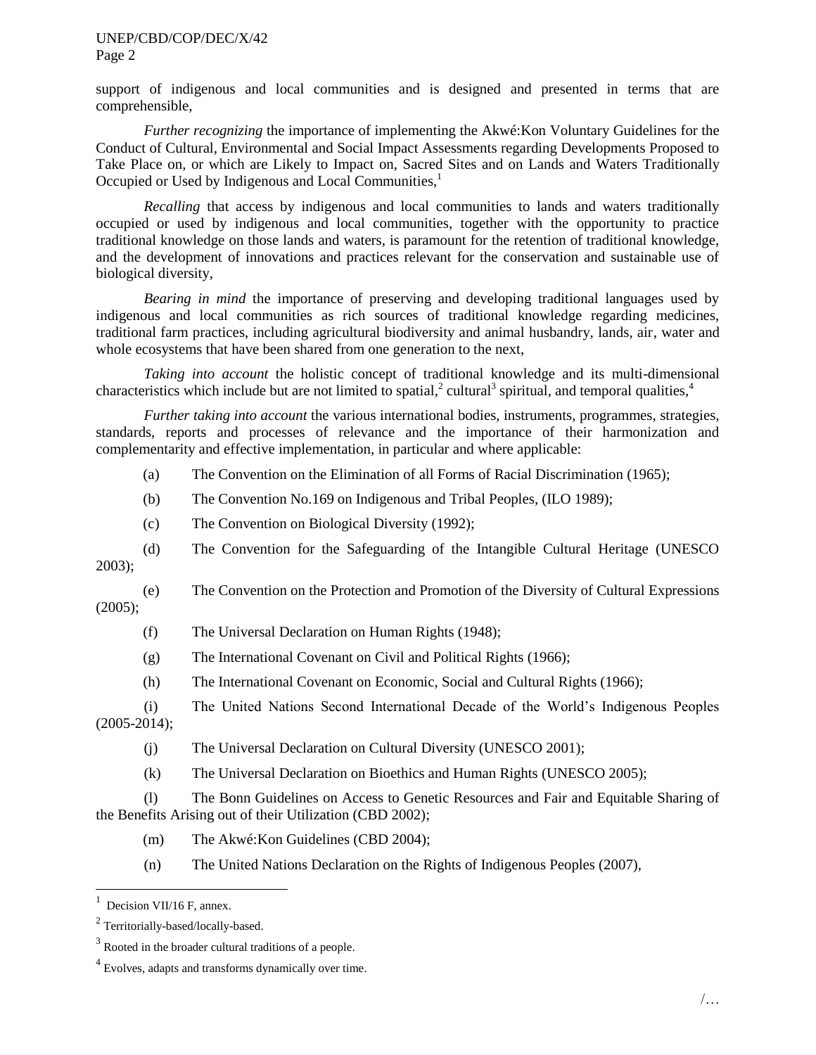support of indigenous and local communities and is designed and presented in terms that are comprehensible,

*Further recognizing* the importance of implementing the Akwé:Kon Voluntary Guidelines for the Conduct of Cultural, Environmental and Social Impact Assessments regarding Developments Proposed to Take Place on, or which are Likely to Impact on, Sacred Sites and on Lands and Waters Traditionally Occupied or Used by Indigenous and Local Communities,[1]

*Recalling* that access by indigenous and local communities to lands and waters traditionally occupied or used by indigenous and local communities, together with the opportunity to practice traditional knowledge on those lands and waters, is paramount for the retention of traditional knowledge, and the development of innovations and practices relevant for the conservation and sustainable use of biological diversity,

*Bearing in mind* the importance of preserving and developing traditional languages used by indigenous and local communities as rich sources of traditional knowledge regarding medicines, traditional farm practices, including agricultural biodiversity and animal husbandry, lands, air, water and whole ecosystems that have been shared from one generation to the next,

*Taking into account* the holistic concept of traditional knowledge and its multi-dimensional characteristics which include but are not limited to spatial,[2] cultural[3] spiritual, and temporal qualities,[4]

*Further taking into account* the various international bodies, instruments, programmes, strategies, standards, reports and processes of relevance and the importance of their harmonization and complementarity and effective implementation, in particular and where applicable:

(a) The Convention on the Elimination of all Forms of Racial Discrimination (1965);

(b) The Convention No.169 on Indigenous and Tribal Peoples, (ILO 1989);

(c) The Convention on Biological Diversity (1992);

(d) The Convention for the Safeguarding of the Intangible Cultural Heritage (UNESCO 2003);

(e) The Convention on the Protection and Promotion of the Diversity of Cultural Expressions (2005);

(f) The Universal Declaration on Human Rights (1948);

(g) The International Covenant on Civil and Political Rights (1966);

(h) The International Covenant on Economic, Social and Cultural Rights (1966);

(i) The United Nations Second International Decade of the World's Indigenous Peoples (2005-2014);

(j) The Universal Declaration on Cultural Diversity (UNESCO 2001);

(k) The Universal Declaration on Bioethics and Human Rights (UNESCO 2005);

(l) The Bonn Guidelines on Access to Genetic Resources and Fair and Equitable Sharing of the Benefits Arising out of their Utilization (CBD 2002);

(m) The Akwé:Kon Guidelines (CBD 2004);

(n) The United Nations Declaration on the Rights of Indigenous Peoples (2007),

---

[1] Decision VII/16 F, annex.

[2] Territorially-based/locally-based.

[3] Rooted in the broader cultural traditions of a people.

[4] Evolves, adapts and transforms dynamically over time.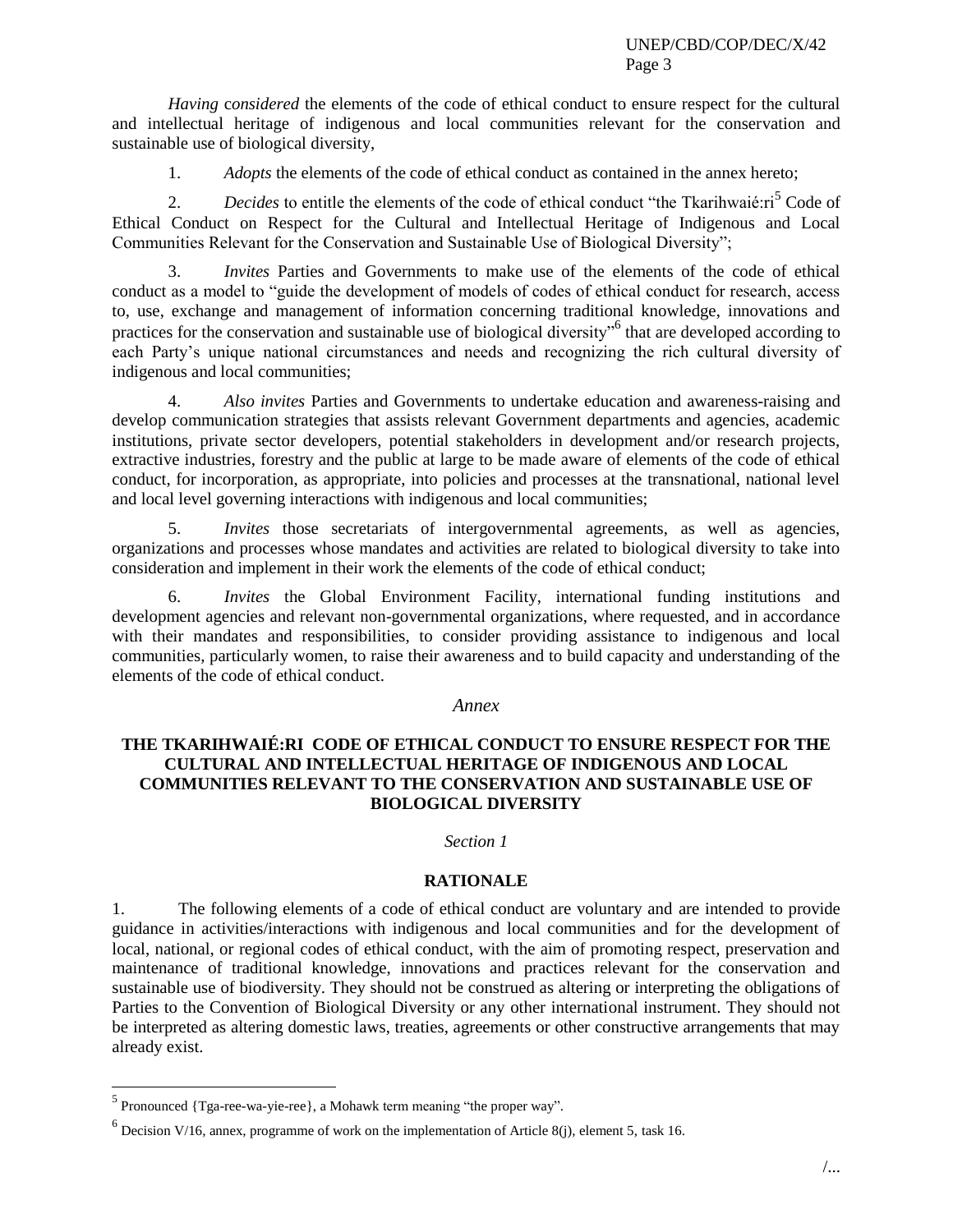*Having considered* the elements of the code of ethical conduct to ensure respect for the cultural and intellectual heritage of indigenous and local communities relevant for the conservation and sustainable use of biological diversity,

1. *Adopts* the elements of the code of ethical conduct as contained in the annex hereto;

2. *Decides* to entitle the elements of the code of ethical conduct "the Tkarihwaié:ri[5] Code of Ethical Conduct on Respect for the Cultural and Intellectual Heritage of Indigenous and Local Communities Relevant for the Conservation and Sustainable Use of Biological Diversity";

3. *Invites* Parties and Governments to make use of the elements of the code of ethical conduct as a model to "guide the development of models of codes of ethical conduct for research, access to, use, exchange and management of information concerning traditional knowledge, innovations and practices for the conservation and sustainable use of biological diversity"[6] that are developed according to each Party's unique national circumstances and needs and recognizing the rich cultural diversity of indigenous and local communities;

4. *Also invites* Parties and Governments to undertake education and awareness-raising and develop communication strategies that assists relevant Government departments and agencies, academic institutions, private sector developers, potential stakeholders in development and/or research projects, extractive industries, forestry and the public at large to be made aware of elements of the code of ethical conduct, for incorporation, as appropriate, into policies and processes at the transnational, national level and local level governing interactions with indigenous and local communities;

5. *Invites* those secretariats of intergovernmental agreements, as well as agencies, organizations and processes whose mandates and activities are related to biological diversity to take into consideration and implement in their work the elements of the code of ethical conduct;

6. *Invites* the Global Environment Facility, international funding institutions and development agencies and relevant non-governmental organizations, where requested, and in accordance with their mandates and responsibilities, to consider providing assistance to indigenous and local communities, particularly women, to raise their awareness and to build capacity and understanding of the elements of the code of ethical conduct.

*Annex*

## THE TKARIHWAIÉ:RI CODE OF ETHICAL CONDUCT TO ENSURE RESPECT FOR THE CULTURAL AND INTELLECTUAL HERITAGE OF INDIGENOUS AND LOCAL COMMUNITIES RELEVANT TO THE CONSERVATION AND SUSTAINABLE USE OF BIOLOGICAL DIVERSITY

*Section 1*

### RATIONALE

1. The following elements of a code of ethical conduct are voluntary and are intended to provide guidance in activities/interactions with indigenous and local communities and for the development of local, national, or regional codes of ethical conduct, with the aim of promoting respect, preservation and maintenance of traditional knowledge, innovations and practices relevant for the conservation and sustainable use of biodiversity. They should not be construed as altering or interpreting the obligations of Parties to the Convention of Biological Diversity or any other international instrument. They should not be interpreted as altering domestic laws, treaties, agreements or other constructive arrangements that may already exist.

---

[5] Pronounced {Tga-ree-wa-yie-ree}, a Mohawk term meaning "the proper way".

[6] Decision V/16, annex, programme of work on the implementation of Article 8(j), element 5, task 16.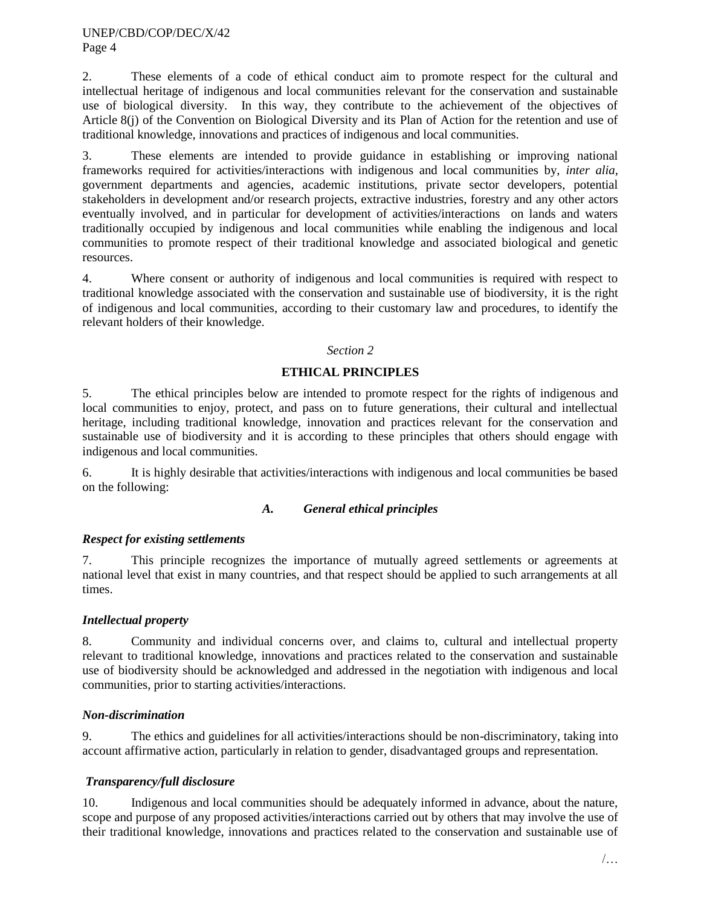2. These elements of a code of ethical conduct aim to promote respect for the cultural and intellectual heritage of indigenous and local communities relevant for the conservation and sustainable use of biological diversity. In this way, they contribute to the achievement of the objectives of Article 8(j) of the Convention on Biological Diversity and its Plan of Action for the retention and use of traditional knowledge, innovations and practices of indigenous and local communities.

3. These elements are intended to provide guidance in establishing or improving national frameworks required for activities/interactions with indigenous and local communities by, *inter alia*, government departments and agencies, academic institutions, private sector developers, potential stakeholders in development and/or research projects, extractive industries, forestry and any other actors eventually involved, and in particular for development of activities/interactions on lands and waters traditionally occupied by indigenous and local communities while enabling the indigenous and local communities to promote respect of their traditional knowledge and associated biological and genetic resources.

4. Where consent or authority of indigenous and local communities is required with respect to traditional knowledge associated with the conservation and sustainable use of biodiversity, it is the right of indigenous and local communities, according to their customary law and procedures, to identify the relevant holders of their knowledge.

*Section 2*

## ETHICAL PRINCIPLES

5. The ethical principles below are intended to promote respect for the rights of indigenous and local communities to enjoy, protect, and pass on to future generations, their cultural and intellectual heritage, including traditional knowledge, innovation and practices relevant for the conservation and sustainable use of biodiversity and it is according to these principles that others should engage with indigenous and local communities.

6. It is highly desirable that activities/interactions with indigenous and local communities be based on the following:

### *A. General ethical principles*

***Respect for existing settlements***

7. This principle recognizes the importance of mutually agreed settlements or agreements at national level that exist in many countries, and that respect should be applied to such arrangements at all times.

***Intellectual property***

8. Community and individual concerns over, and claims to, cultural and intellectual property relevant to traditional knowledge, innovations and practices related to the conservation and sustainable use of biodiversity should be acknowledged and addressed in the negotiation with indigenous and local communities, prior to starting activities/interactions.

***Non-discrimination***

9. The ethics and guidelines for all activities/interactions should be non-discriminatory, taking into account affirmative action, particularly in relation to gender, disadvantaged groups and representation.

***Transparency/full disclosure***

10. Indigenous and local communities should be adequately informed in advance, about the nature, scope and purpose of any proposed activities/interactions carried out by others that may involve the use of their traditional knowledge, innovations and practices related to the conservation and sustainable use of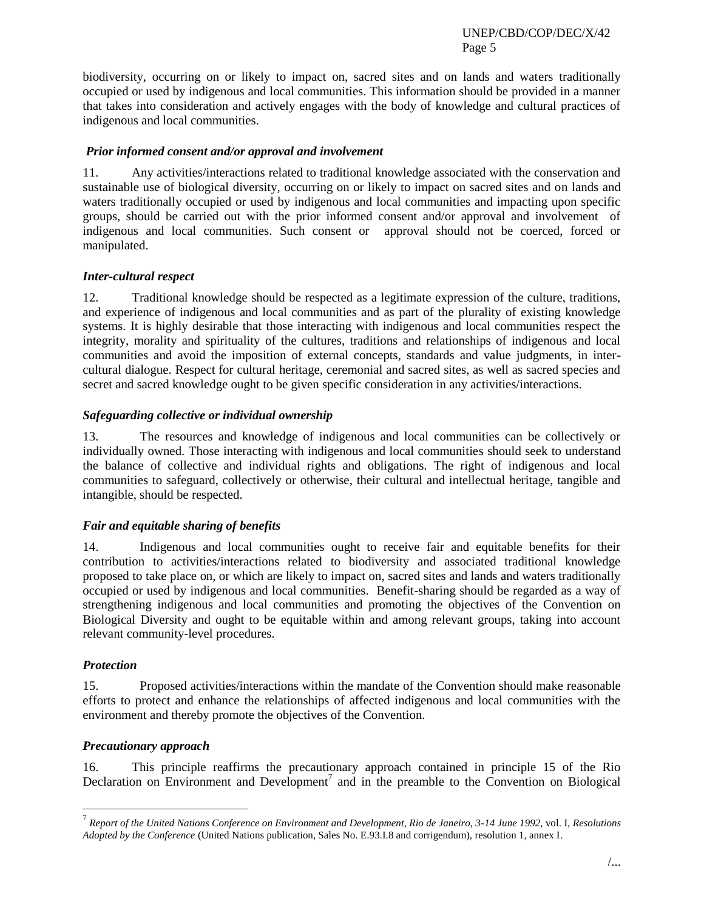biodiversity, occurring on or likely to impact on, sacred sites and on lands and waters traditionally occupied or used by indigenous and local communities. This information should be provided in a manner that takes into consideration and actively engages with the body of knowledge and cultural practices of indigenous and local communities.

### *Prior informed consent and/or approval and involvement*

11. Any activities/interactions related to traditional knowledge associated with the conservation and sustainable use of biological diversity, occurring on or likely to impact on sacred sites and on lands and waters traditionally occupied or used by indigenous and local communities and impacting upon specific groups, should be carried out with the prior informed consent and/or approval and involvement of indigenous and local communities. Such consent or approval should not be coerced, forced or manipulated.

### *Inter-cultural respect*

12. Traditional knowledge should be respected as a legitimate expression of the culture, traditions, and experience of indigenous and local communities and as part of the plurality of existing knowledge systems. It is highly desirable that those interacting with indigenous and local communities respect the integrity, morality and spirituality of the cultures, traditions and relationships of indigenous and local communities and avoid the imposition of external concepts, standards and value judgments, in inter-cultural dialogue. Respect for cultural heritage, ceremonial and sacred sites, as well as sacred species and secret and sacred knowledge ought to be given specific consideration in any activities/interactions.

### *Safeguarding collective or individual ownership*

13. The resources and knowledge of indigenous and local communities can be collectively or individually owned. Those interacting with indigenous and local communities should seek to understand the balance of collective and individual rights and obligations. The right of indigenous and local communities to safeguard, collectively or otherwise, their cultural and intellectual heritage, tangible and intangible, should be respected.

### *Fair and equitable sharing of benefits*

14. Indigenous and local communities ought to receive fair and equitable benefits for their contribution to activities/interactions related to biodiversity and associated traditional knowledge proposed to take place on, or which are likely to impact on, sacred sites and lands and waters traditionally occupied or used by indigenous and local communities. Benefit-sharing should be regarded as a way of strengthening indigenous and local communities and promoting the objectives of the Convention on Biological Diversity and ought to be equitable within and among relevant groups, taking into account relevant community-level procedures.

### *Protection*

15. Proposed activities/interactions within the mandate of the Convention should make reasonable efforts to protect and enhance the relationships of affected indigenous and local communities with the environment and thereby promote the objectives of the Convention.

### *Precautionary approach*

16. This principle reaffirms the precautionary approach contained in principle 15 of the Rio Declaration on Environment and Development[7] and in the preamble to the Convention on Biological

---

[7] *Report of the United Nations Conference on Environment and Development, Rio de Janeiro, 3-14 June 1992*, vol. I, *Resolutions Adopted by the Conference* (United Nations publication, Sales No. E.93.I.8 and corrigendum), resolution 1, annex I.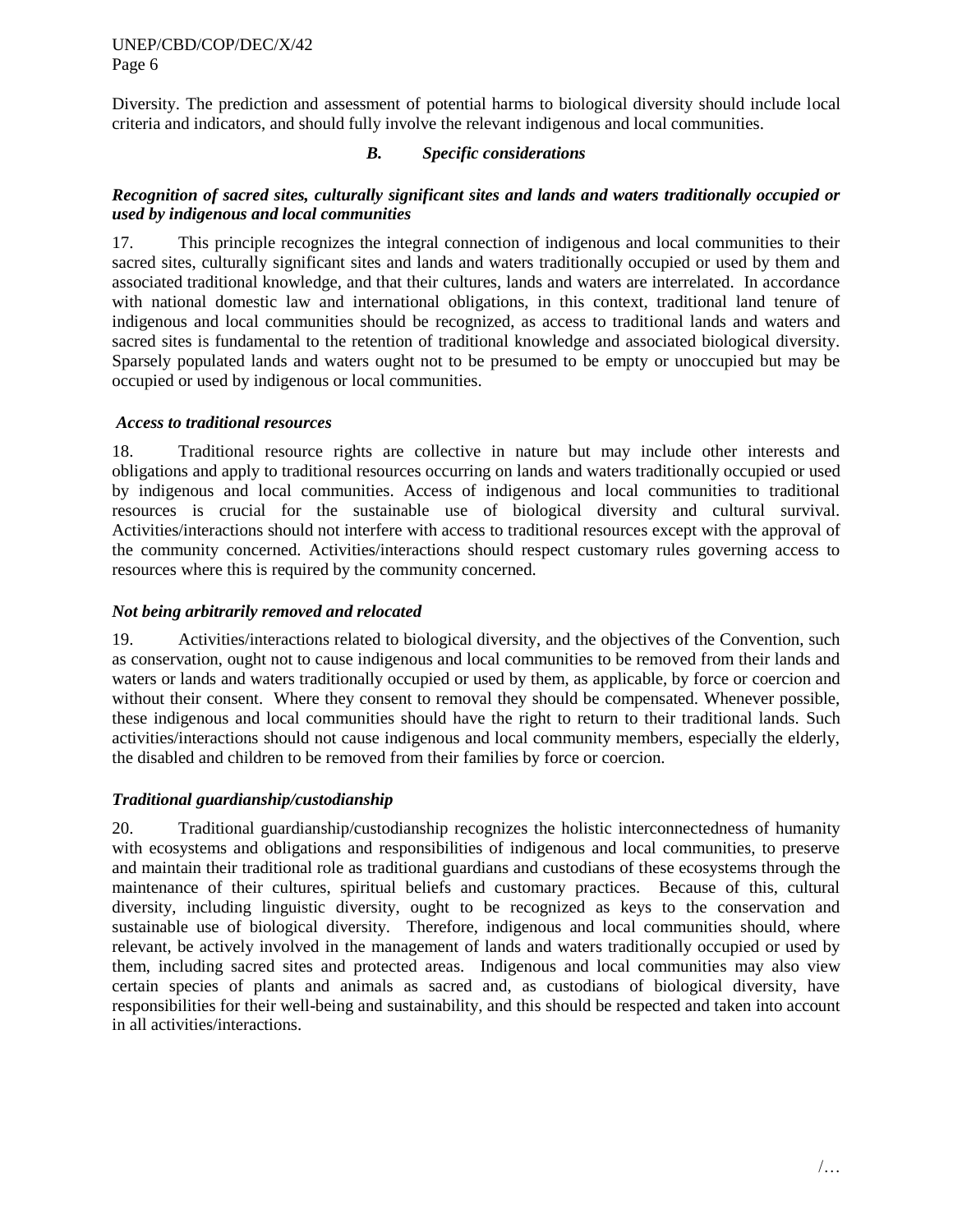Diversity. The prediction and assessment of potential harms to biological diversity should include local criteria and indicators, and should fully involve the relevant indigenous and local communities.

### *B. Specific considerations*

***Recognition of sacred sites, culturally significant sites and lands and waters traditionally occupied or used by indigenous and local communities***

17. This principle recognizes the integral connection of indigenous and local communities to their sacred sites, culturally significant sites and lands and waters traditionally occupied or used by them and associated traditional knowledge, and that their cultures, lands and waters are interrelated. In accordance with national domestic law and international obligations, in this context, traditional land tenure of indigenous and local communities should be recognized, as access to traditional lands and waters and sacred sites is fundamental to the retention of traditional knowledge and associated biological diversity. Sparsely populated lands and waters ought not to be presumed to be empty or unoccupied but may be occupied or used by indigenous or local communities.

***Access to traditional resources***

18. Traditional resource rights are collective in nature but may include other interests and obligations and apply to traditional resources occurring on lands and waters traditionally occupied or used by indigenous and local communities. Access of indigenous and local communities to traditional resources is crucial for the sustainable use of biological diversity and cultural survival. Activities/interactions should not interfere with access to traditional resources except with the approval of the community concerned. Activities/interactions should respect customary rules governing access to resources where this is required by the community concerned.

***Not being arbitrarily removed and relocated***

19. Activities/interactions related to biological diversity, and the objectives of the Convention, such as conservation, ought not to cause indigenous and local communities to be removed from their lands and waters or lands and waters traditionally occupied or used by them, as applicable, by force or coercion and without their consent. Where they consent to removal they should be compensated. Whenever possible, these indigenous and local communities should have the right to return to their traditional lands. Such activities/interactions should not cause indigenous and local community members, especially the elderly, the disabled and children to be removed from their families by force or coercion.

***Traditional guardianship/custodianship***

20. Traditional guardianship/custodianship recognizes the holistic interconnectedness of humanity with ecosystems and obligations and responsibilities of indigenous and local communities, to preserve and maintain their traditional role as traditional guardians and custodians of these ecosystems through the maintenance of their cultures, spiritual beliefs and customary practices. Because of this, cultural diversity, including linguistic diversity, ought to be recognized as keys to the conservation and sustainable use of biological diversity. Therefore, indigenous and local communities should, where relevant, be actively involved in the management of lands and waters traditionally occupied or used by them, including sacred sites and protected areas. Indigenous and local communities may also view certain species of plants and animals as sacred and, as custodians of biological diversity, have responsibilities for their well-being and sustainability, and this should be respected and taken into account in all activities/interactions.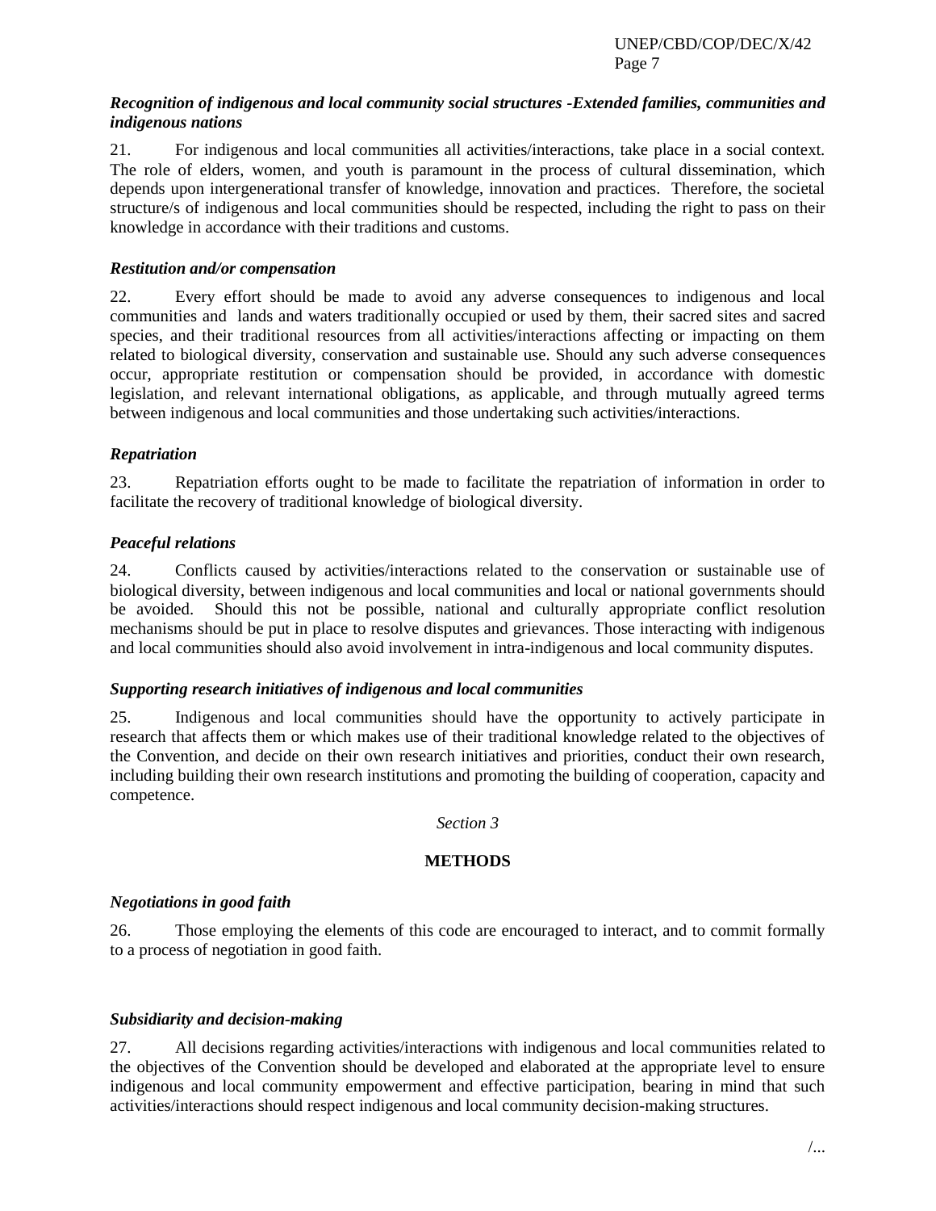*Recognition of indigenous and local community social structures -Extended families, communities and indigenous nations*

21. For indigenous and local communities all activities/interactions, take place in a social context. The role of elders, women, and youth is paramount in the process of cultural dissemination, which depends upon intergenerational transfer of knowledge, innovation and practices. Therefore, the societal structure/s of indigenous and local communities should be respected, including the right to pass on their knowledge in accordance with their traditions and customs.

*Restitution and/or compensation*

22. Every effort should be made to avoid any adverse consequences to indigenous and local communities and lands and waters traditionally occupied or used by them, their sacred sites and sacred species, and their traditional resources from all activities/interactions affecting or impacting on them related to biological diversity, conservation and sustainable use. Should any such adverse consequences occur, appropriate restitution or compensation should be provided, in accordance with domestic legislation, and relevant international obligations, as applicable, and through mutually agreed terms between indigenous and local communities and those undertaking such activities/interactions.

*Repatriation*

23. Repatriation efforts ought to be made to facilitate the repatriation of information in order to facilitate the recovery of traditional knowledge of biological diversity.

*Peaceful relations*

24. Conflicts caused by activities/interactions related to the conservation or sustainable use of biological diversity, between indigenous and local communities and local or national governments should be avoided. Should this not be possible, national and culturally appropriate conflict resolution mechanisms should be put in place to resolve disputes and grievances. Those interacting with indigenous and local communities should also avoid involvement in intra-indigenous and local community disputes.

*Supporting research initiatives of indigenous and local communities*

25. Indigenous and local communities should have the opportunity to actively participate in research that affects them or which makes use of their traditional knowledge related to the objectives of the Convention, and decide on their own research initiatives and priorities, conduct their own research, including building their own research institutions and promoting the building of cooperation, capacity and competence.

*Section 3*

**METHODS**

*Negotiations in good faith*

26. Those employing the elements of this code are encouraged to interact, and to commit formally to a process of negotiation in good faith.

*Subsidiarity and decision-making*

27. All decisions regarding activities/interactions with indigenous and local communities related to the objectives of the Convention should be developed and elaborated at the appropriate level to ensure indigenous and local community empowerment and effective participation, bearing in mind that such activities/interactions should respect indigenous and local community decision-making structures.

/...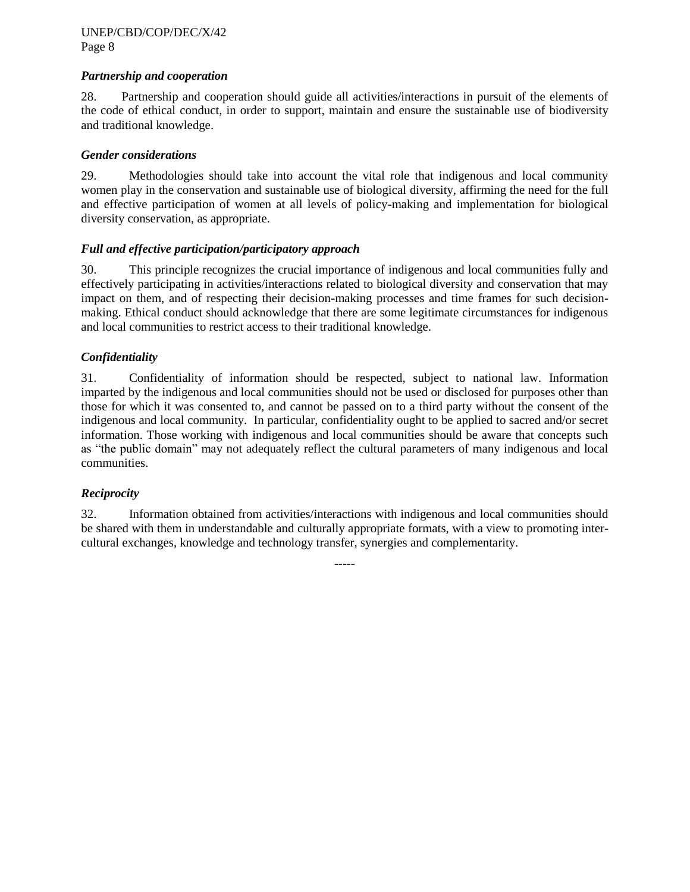### *Partnership and cooperation*

28. Partnership and cooperation should guide all activities/interactions in pursuit of the elements of the code of ethical conduct, in order to support, maintain and ensure the sustainable use of biodiversity and traditional knowledge.

### *Gender considerations*

29. Methodologies should take into account the vital role that indigenous and local community women play in the conservation and sustainable use of biological diversity, affirming the need for the full and effective participation of women at all levels of policy-making and implementation for biological diversity conservation, as appropriate.

### *Full and effective participation/participatory approach*

30. This principle recognizes the crucial importance of indigenous and local communities fully and effectively participating in activities/interactions related to biological diversity and conservation that may impact on them, and of respecting their decision-making processes and time frames for such decision-making. Ethical conduct should acknowledge that there are some legitimate circumstances for indigenous and local communities to restrict access to their traditional knowledge.

### *Confidentiality*

31. Confidentiality of information should be respected, subject to national law. Information imparted by the indigenous and local communities should not be used or disclosed for purposes other than those for which it was consented to, and cannot be passed on to a third party without the consent of the indigenous and local community. In particular, confidentiality ought to be applied to sacred and/or secret information. Those working with indigenous and local communities should be aware that concepts such as "the public domain" may not adequately reflect the cultural parameters of many indigenous and local communities.

### *Reciprocity*

32. Information obtained from activities/interactions with indigenous and local communities should be shared with them in understandable and culturally appropriate formats, with a view to promoting inter-cultural exchanges, knowledge and technology transfer, synergies and complementarity.

-----